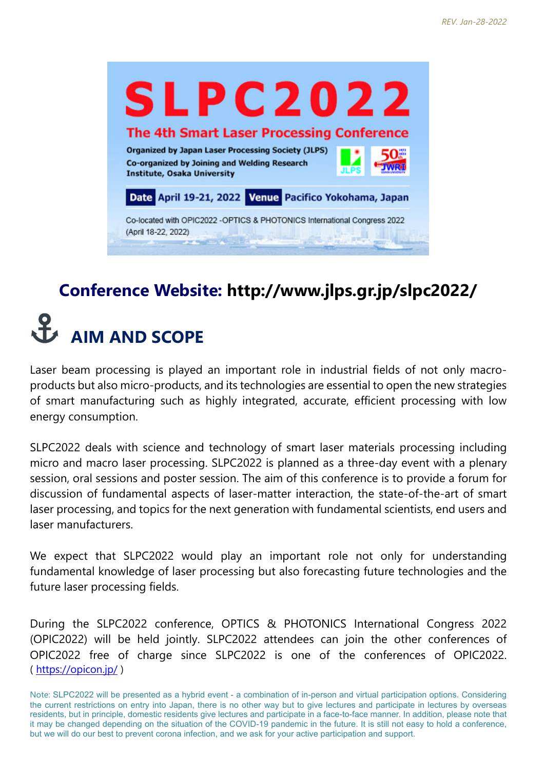REV. Jan-28-2022

# SLPC2022

## The 4th Smart Laser Processing Conference

**Organized by Japan Laser Processing Society (JLPS)**
**Co-organized by Joining and Welding Research Institute, Osaka University**

**Date** April 19-21, 2022 **Venue** Pacifico Yokohama, Japan

Co-located with OPIC2022 -OPTICS & PHOTONICS International Congress 2022 (April 18-22, 2022)

## Conference Website: http://www.jlps.gr.jp/slpc2022/

## AIM AND SCOPE

Laser beam processing is played an important role in industrial fields of not only macro-products but also micro-products, and its technologies are essential to open the new strategies of smart manufacturing such as highly integrated, accurate, efficient processing with low energy consumption.

SLPC2022 deals with science and technology of smart laser materials processing including micro and macro laser processing. SLPC2022 is planned as a three-day event with a plenary session, oral sessions and poster session. The aim of this conference is to provide a forum for discussion of fundamental aspects of laser-matter interaction, the state-of-the-art of smart laser processing, and topics for the next generation with fundamental scientists, end users and laser manufacturers.

We expect that SLPC2022 would play an important role not only for understanding fundamental knowledge of laser processing but also forecasting future technologies and the future laser processing fields.

During the SLPC2022 conference, OPTICS & PHOTONICS International Congress 2022 (OPIC2022) will be held jointly. SLPC2022 attendees can join the other conferences of OPIC2022 free of charge since SLPC2022 is one of the conferences of OPIC2022. ( https://opicon.jp/ )

Note: SLPC2022 will be presented as a hybrid event - a combination of in-person and virtual participation options. Considering the current restrictions on entry into Japan, there is no other way but to give lectures and participate in lectures by overseas residents, but in principle, domestic residents give lectures and participate in a face-to-face manner. In addition, please note that it may be changed depending on the situation of the COVID-19 pandemic in the future. It is still not easy to hold a conference, but we will do our best to prevent corona infection, and we ask for your active participation and support.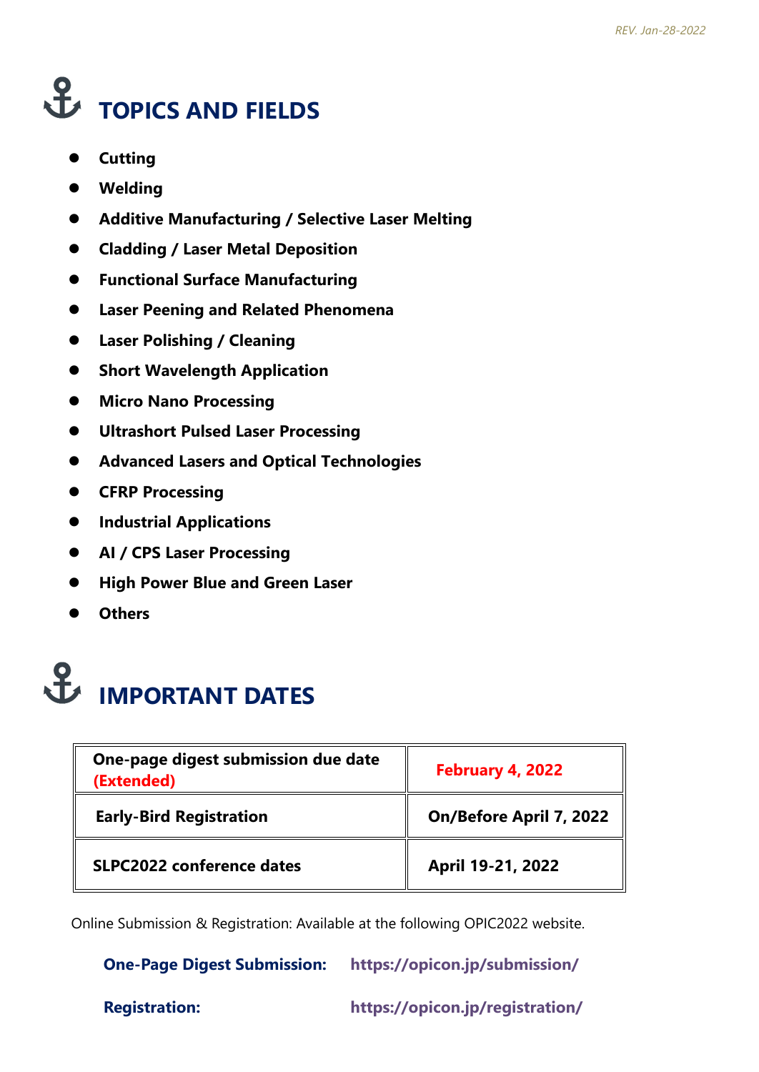*REV. Jan-28-2022*

# TOPICS AND FIELDS

- **Cutting**
- **Welding**
- **Additive Manufacturing / Selective Laser Melting**
- **Cladding / Laser Metal Deposition**
- **Functional Surface Manufacturing**
- **Laser Peening and Related Phenomena**
- **Laser Polishing / Cleaning**
- **Short Wavelength Application**
- **Micro Nano Processing**
- **Ultrashort Pulsed Laser Processing**
- **Advanced Lasers and Optical Technologies**
- **CFRP Processing**
- **Industrial Applications**
- **AI / CPS Laser Processing**
- **High Power Blue and Green Laser**
- **Others**

# IMPORTANT DATES

| | |
|---|---|
| **One-page digest submission due date (Extended)** | **February 4, 2022** |
| **Early-Bird Registration** | **On/Before April 7, 2022** |
| **SLPC2022 conference dates** | **April 19-21, 2022** |

Online Submission & Registration: Available at the following OPIC2022 website.

**One-Page Digest Submission:** **https://opicon.jp/submission/**

**Registration:** **https://opicon.jp/registration/**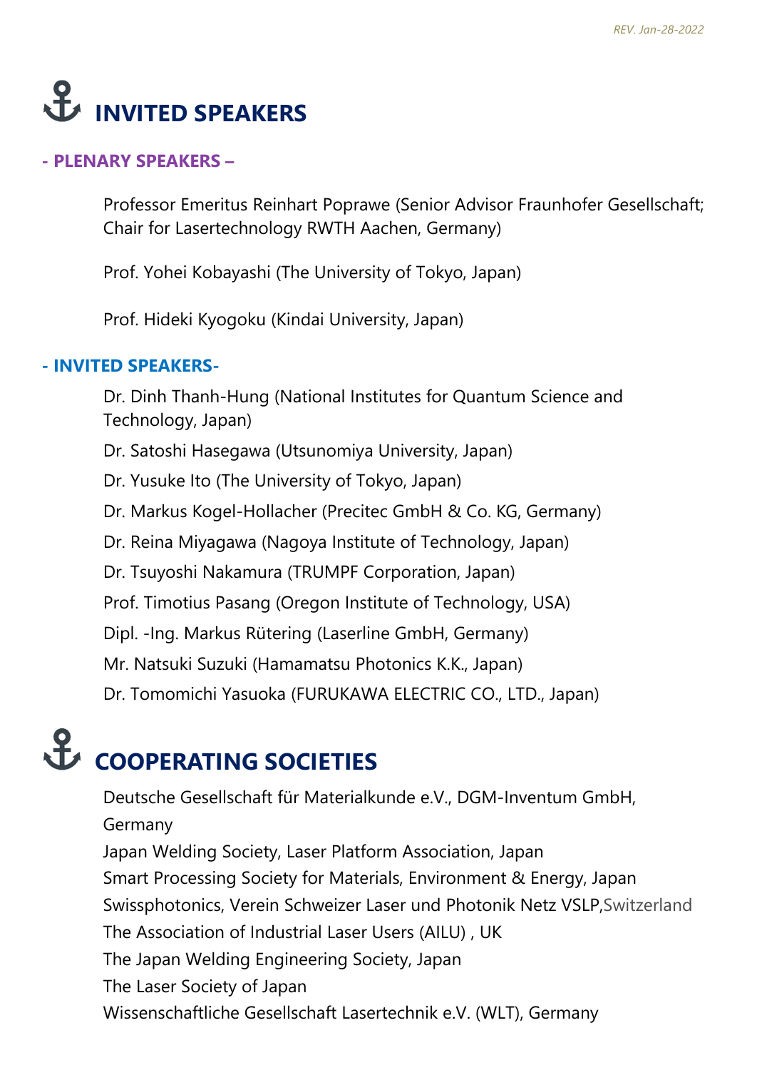*REV. Jan-28-2022*

# ⚓ INVITED SPEAKERS

### - PLENARY SPEAKERS –

Professor Emeritus Reinhart Poprawe (Senior Advisor Fraunhofer Gesellschaft; Chair for Lasertechnology RWTH Aachen, Germany)

Prof. Yohei Kobayashi (The University of Tokyo, Japan)

Prof. Hideki Kyogoku (Kindai University, Japan)

### - INVITED SPEAKERS-

Dr. Dinh Thanh-Hung (National Institutes for Quantum Science and Technology, Japan)

Dr. Satoshi Hasegawa (Utsunomiya University, Japan)

Dr. Yusuke Ito (The University of Tokyo, Japan)

Dr. Markus Kogel-Hollacher (Precitec GmbH & Co. KG, Germany)

Dr. Reina Miyagawa (Nagoya Institute of Technology, Japan)

Dr. Tsuyoshi Nakamura (TRUMPF Corporation, Japan)

Prof. Timotius Pasang (Oregon Institute of Technology, USA)

Dipl. -Ing. Markus Rütering (Laserline GmbH, Germany)

Mr. Natsuki Suzuki (Hamamatsu Photonics K.K., Japan)

Dr. Tomomichi Yasuoka (FURUKAWA ELECTRIC CO., LTD., Japan)

# ⚓ COOPERATING SOCIETIES

Deutsche Gesellschaft für Materialkunde e.V., DGM-Inventum GmbH, Germany
Japan Welding Society, Laser Platform Association, Japan
Smart Processing Society for Materials, Environment & Energy, Japan
Swissphotonics, Verein Schweizer Laser und Photonik Netz VSLP,Switzerland
The Association of Industrial Laser Users (AILU) , UK
The Japan Welding Engineering Society, Japan
The Laser Society of Japan
Wissenschaftliche Gesellschaft Lasertechnik e.V. (WLT), Germany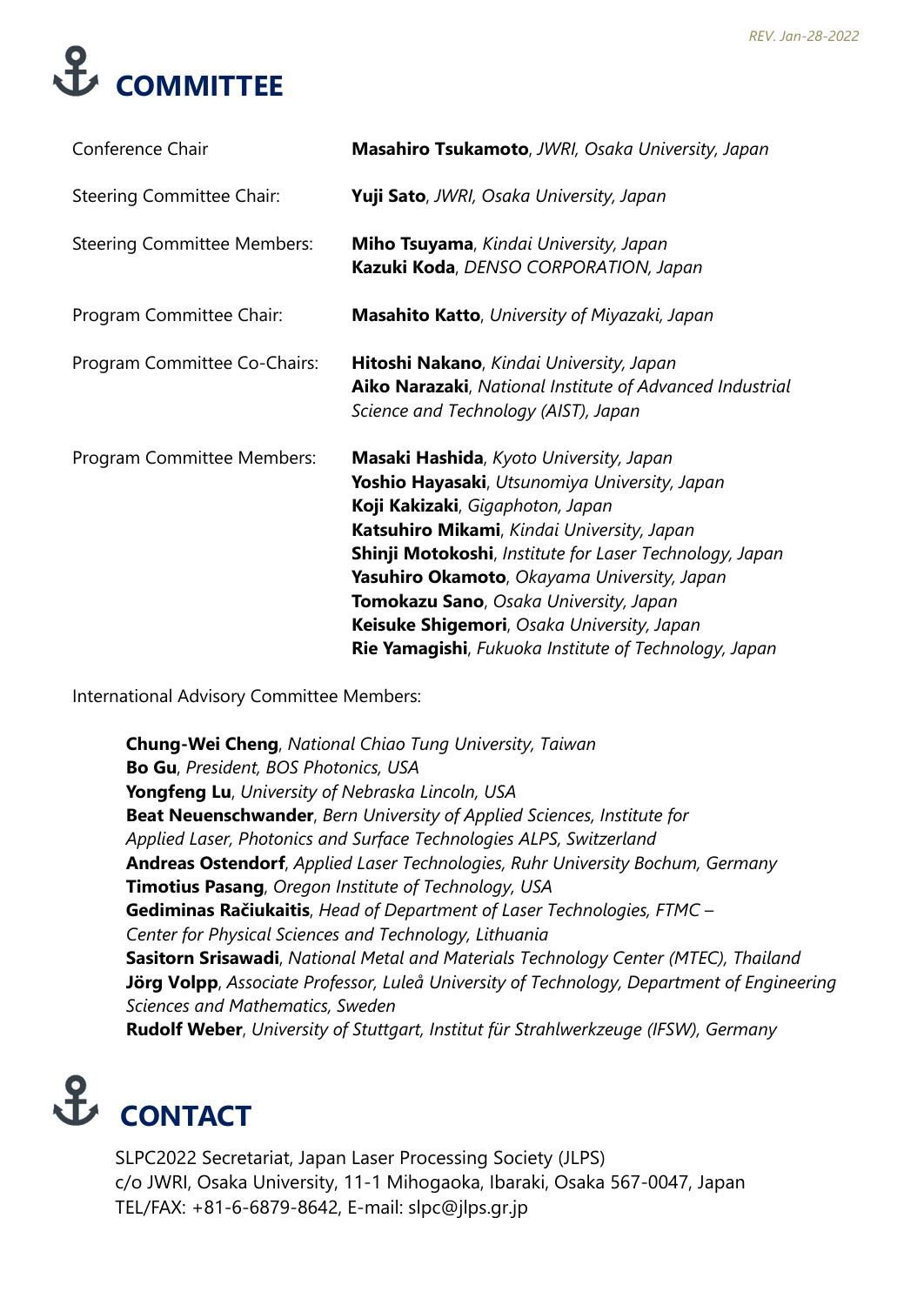REV. Jan-28-2022

# ⚓ COMMITTEE

| | |
|---|---|
| Conference Chair | **Masahiro Tsukamoto**, *JWRI, Osaka University, Japan* |
| Steering Committee Chair: | **Yuji Sato**, *JWRI, Osaka University, Japan* |
| Steering Committee Members: | **Miho Tsuyama**, *Kindai University, Japan*<br>**Kazuki Koda**, *DENSO CORPORATION, Japan* |
| Program Committee Chair: | **Masahito Katto**, *University of Miyazaki, Japan* |
| Program Committee Co-Chairs: | **Hitoshi Nakano**, *Kindai University, Japan*<br>**Aiko Narazaki**, *National Institute of Advanced Industrial Science and Technology (AIST), Japan* |
| Program Committee Members: | **Masaki Hashida**, *Kyoto University, Japan*<br>**Yoshio Hayasaki**, *Utsunomiya University, Japan*<br>**Koji Kakizaki**, *Gigaphoton, Japan*<br>**Katsuhiro Mikami**, *Kindai University, Japan*<br>**Shinji Motokoshi**, *Institute for Laser Technology, Japan*<br>**Yasuhiro Okamoto**, *Okayama University, Japan*<br>**Tomokazu Sano**, *Osaka University, Japan*<br>**Keisuke Shigemori**, *Osaka University, Japan*<br>**Rie Yamagishi**, *Fukuoka Institute of Technology, Japan* |

International Advisory Committee Members:

**Chung-Wei Cheng**, *National Chiao Tung University, Taiwan*
**Bo Gu**, *President, BOS Photonics, USA*
**Yongfeng Lu**, *University of Nebraska Lincoln, USA*
**Beat Neuenschwander**, *Bern University of Applied Sciences, Institute for Applied Laser, Photonics and Surface Technologies ALPS, Switzerland*
**Andreas Ostendorf**, *Applied Laser Technologies, Ruhr University Bochum, Germany*
**Timotius Pasang**, *Oregon Institute of Technology, USA*
**Gediminas Račiukaitis**, *Head of Department of Laser Technologies, FTMC – Center for Physical Sciences and Technology, Lithuania*
**Sasitorn Srisawadi**, *National Metal and Materials Technology Center (MTEC), Thailand*
**Jörg Volpp**, *Associate Professor, Luleå University of Technology, Department of Engineering Sciences and Mathematics, Sweden*
**Rudolf Weber**, *University of Stuttgart, Institut für Strahlwerkzeuge (IFSW), Germany*

# ⚓ CONTACT

SLPC2022 Secretariat, Japan Laser Processing Society (JLPS)
c/o JWRI, Osaka University, 11-1 Mihogaoka, Ibaraki, Osaka 567-0047, Japan
TEL/FAX: +81-6-6879-8642, E-mail: slpc@jlps.gr.jp